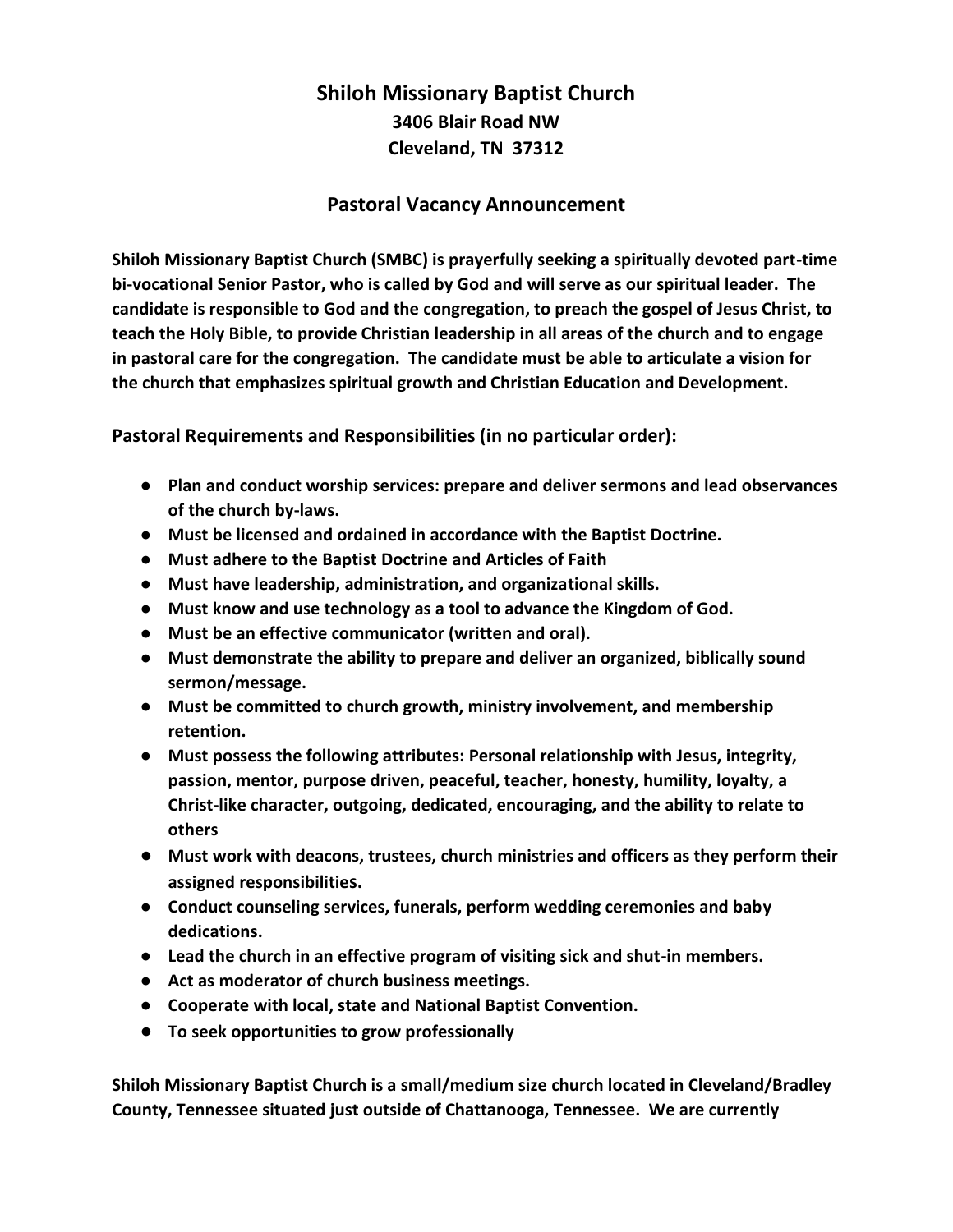# Shiloh Missionary Baptist Church

**3406 Blair Road NW**
**Cleveland, TN 37312**

## Pastoral Vacancy Announcement

**Shiloh Missionary Baptist Church (SMBC) is prayerfully seeking a spiritually devoted part-time bi-vocational Senior Pastor, who is called by God and will serve as our spiritual leader. The candidate is responsible to God and the congregation, to preach the gospel of Jesus Christ, to teach the Holy Bible, to provide Christian leadership in all areas of the church and to engage in pastoral care for the congregation. The candidate must be able to articulate a vision for the church that emphasizes spiritual growth and Christian Education and Development.**

### Pastoral Requirements and Responsibilities (in no particular order):

- **Plan and conduct worship services: prepare and deliver sermons and lead observances of the church by-laws.**
- **Must be licensed and ordained in accordance with the Baptist Doctrine.**
- **Must adhere to the Baptist Doctrine and Articles of Faith**
- **Must have leadership, administration, and organizational skills.**
- **Must know and use technology as a tool to advance the Kingdom of God.**
- **Must be an effective communicator (written and oral).**
- **Must demonstrate the ability to prepare and deliver an organized, biblically sound sermon/message.**
- **Must be committed to church growth, ministry involvement, and membership retention.**
- **Must possess the following attributes: Personal relationship with Jesus, integrity, passion, mentor, purpose driven, peaceful, teacher, honesty, humility, loyalty, a Christ-like character, outgoing, dedicated, encouraging, and the ability to relate to others**
- **Must work with deacons, trustees, church ministries and officers as they perform their assigned responsibilities.**
- **Conduct counseling services, funerals, perform wedding ceremonies and baby dedications.**
- **Lead the church in an effective program of visiting sick and shut-in members.**
- **Act as moderator of church business meetings.**
- **Cooperate with local, state and National Baptist Convention.**
- **To seek opportunities to grow professionally**

**Shiloh Missionary Baptist Church is a small/medium size church located in Cleveland/Bradley County, Tennessee situated just outside of Chattanooga, Tennessee. We are currently**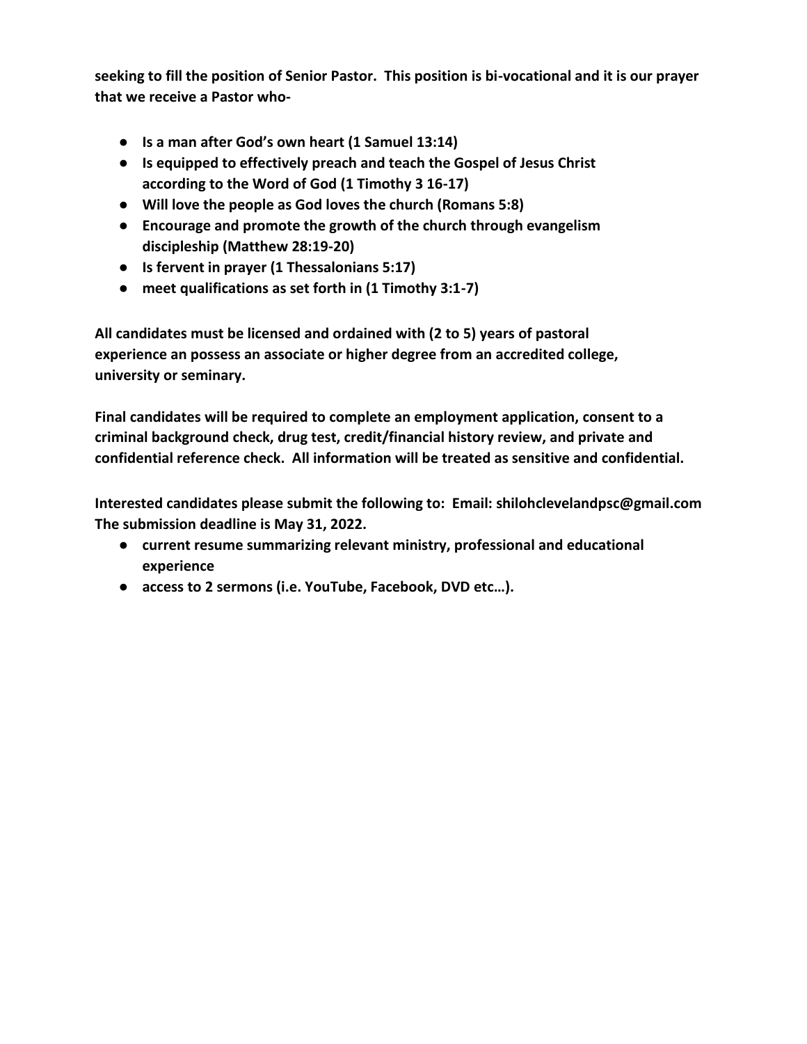**seeking to fill the position of Senior Pastor. This position is bi-vocational and it is our prayer that we receive a Pastor who-**

- **Is a man after God's own heart (1 Samuel 13:14)**
- **Is equipped to effectively preach and teach the Gospel of Jesus Christ according to the Word of God (1 Timothy 3 16-17)**
- **Will love the people as God loves the church (Romans 5:8)**
- **Encourage and promote the growth of the church through evangelism discipleship (Matthew 28:19-20)**
- **Is fervent in prayer (1 Thessalonians 5:17)**
- **meet qualifications as set forth in (1 Timothy 3:1-7)**

**All candidates must be licensed and ordained with (2 to 5) years of pastoral experience an possess an associate or higher degree from an accredited college, university or seminary.**

**Final candidates will be required to complete an employment application, consent to a criminal background check, drug test, credit/financial history review, and private and confidential reference check. All information will be treated as sensitive and confidential.**

**Interested candidates please submit the following to: Email: shilohclevelandpsc@gmail.com The submission deadline is May 31, 2022.**

- **current resume summarizing relevant ministry, professional and educational experience**
- **access to 2 sermons (i.e. YouTube, Facebook, DVD etc…).**